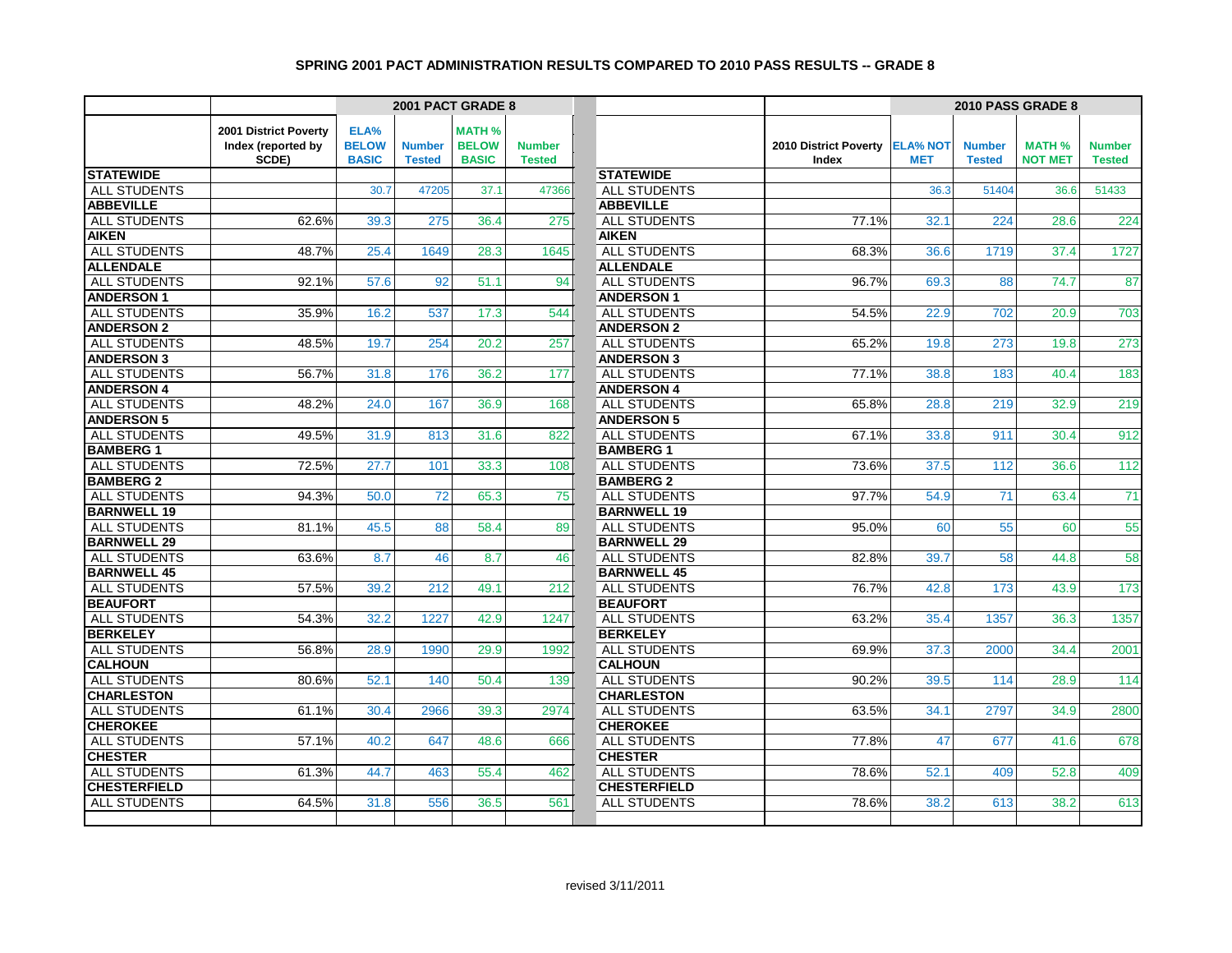# SPRING 2001 PACT ADMINISTRATION RESULTS COMPARED TO 2010 PASS RESULTS -- GRADE 8

| | | 2001 PACT GRADE 8 | | | | | | | 2010 PASS GRADE 8 | | | |
|---|---|---|---|---|---|---|---|---|---|---|---|---|
| | 2001 District Poverty Index (reported by SCDE) | ELA% BELOW BASIC | Number Tested | MATH % BELOW BASIC | Number Tested | | | 2010 District Poverty Index | ELA% NOT MET | Number Tested | MATH % NOT MET | Number Tested |
| **STATEWIDE** | | | | | | | **STATEWIDE** | | | | | |
| ALL STUDENTS | | 30.7 | 47205 | 37.1 | 47366 | | ALL STUDENTS | | 36.3 | 51404 | 36.6 | 51433 |
| **ABBEVILLE** | | | | | | | **ABBEVILLE** | | | | | |
| ALL STUDENTS | 62.6% | 39.3 | 275 | 36.4 | 275 | | ALL STUDENTS | 77.1% | 32.1 | 224 | 28.6 | 224 |
| **AIKEN** | | | | | | | **AIKEN** | | | | | |
| ALL STUDENTS | 48.7% | 25.4 | 1649 | 28.3 | 1645 | | ALL STUDENTS | 68.3% | 36.6 | 1719 | 37.4 | 1727 |
| **ALLENDALE** | | | | | | | **ALLENDALE** | | | | | |
| ALL STUDENTS | 92.1% | 57.6 | 92 | 51.1 | 94 | | ALL STUDENTS | 96.7% | 69.3 | 88 | 74.7 | 87 |
| **ANDERSON 1** | | | | | | | **ANDERSON 1** | | | | | |
| ALL STUDENTS | 35.9% | 16.2 | 537 | 17.3 | 544 | | ALL STUDENTS | 54.5% | 22.9 | 702 | 20.9 | 703 |
| **ANDERSON 2** | | | | | | | **ANDERSON 2** | | | | | |
| ALL STUDENTS | 48.5% | 19.7 | 254 | 20.2 | 257 | | ALL STUDENTS | 65.2% | 19.8 | 273 | 19.8 | 273 |
| **ANDERSON 3** | | | | | | | **ANDERSON 3** | | | | | |
| ALL STUDENTS | 56.7% | 31.8 | 176 | 36.2 | 177 | | ALL STUDENTS | 77.1% | 38.8 | 183 | 40.4 | 183 |
| **ANDERSON 4** | | | | | | | **ANDERSON 4** | | | | | |
| ALL STUDENTS | 48.2% | 24.0 | 167 | 36.9 | 168 | | ALL STUDENTS | 65.8% | 28.8 | 219 | 32.9 | 219 |
| **ANDERSON 5** | | | | | | | **ANDERSON 5** | | | | | |
| ALL STUDENTS | 49.5% | 31.9 | 813 | 31.6 | 822 | | ALL STUDENTS | 67.1% | 33.8 | 911 | 30.4 | 912 |
| **BAMBERG 1** | | | | | | | **BAMBERG 1** | | | | | |
| ALL STUDENTS | 72.5% | 27.7 | 101 | 33.3 | 108 | | ALL STUDENTS | 73.6% | 37.5 | 112 | 36.6 | 112 |
| **BAMBERG 2** | | | | | | | **BAMBERG 2** | | | | | |
| ALL STUDENTS | 94.3% | 50.0 | 72 | 65.3 | 75 | | ALL STUDENTS | 97.7% | 54.9 | 71 | 63.4 | 71 |
| **BARNWELL 19** | | | | | | | **BARNWELL 19** | | | | | |
| ALL STUDENTS | 81.1% | 45.5 | 88 | 58.4 | 89 | | ALL STUDENTS | 95.0% | 60 | 55 | 60 | 55 |
| **BARNWELL 29** | | | | | | | **BARNWELL 29** | | | | | |
| ALL STUDENTS | 63.6% | 8.7 | 46 | 8.7 | 46 | | ALL STUDENTS | 82.8% | 39.7 | 58 | 44.8 | 58 |
| **BARNWELL 45** | | | | | | | **BARNWELL 45** | | | | | |
| ALL STUDENTS | 57.5% | 39.2 | 212 | 49.1 | 212 | | ALL STUDENTS | 76.7% | 42.8 | 173 | 43.9 | 173 |
| **BEAUFORT** | | | | | | | **BEAUFORT** | | | | | |
| ALL STUDENTS | 54.3% | 32.2 | 1227 | 42.9 | 1247 | | ALL STUDENTS | 63.2% | 35.4 | 1357 | 36.3 | 1357 |
| **BERKELEY** | | | | | | | **BERKELEY** | | | | | |
| ALL STUDENTS | 56.8% | 28.9 | 1990 | 29.9 | 1992 | | ALL STUDENTS | 69.9% | 37.3 | 2000 | 34.4 | 2001 |
| **CALHOUN** | | | | | | | **CALHOUN** | | | | | |
| ALL STUDENTS | 80.6% | 52.1 | 140 | 50.4 | 139 | | ALL STUDENTS | 90.2% | 39.5 | 114 | 28.9 | 114 |
| **CHARLESTON** | | | | | | | **CHARLESTON** | | | | | |
| ALL STUDENTS | 61.1% | 30.4 | 2966 | 39.3 | 2974 | | ALL STUDENTS | 63.5% | 34.1 | 2797 | 34.9 | 2800 |
| **CHEROKEE** | | | | | | | **CHEROKEE** | | | | | |
| ALL STUDENTS | 57.1% | 40.2 | 647 | 48.6 | 666 | | ALL STUDENTS | 77.8% | 47 | 677 | 41.6 | 678 |
| **CHESTER** | | | | | | | **CHESTER** | | | | | |
| ALL STUDENTS | 61.3% | 44.7 | 463 | 55.4 | 462 | | ALL STUDENTS | 78.6% | 52.1 | 409 | 52.8 | 409 |
| **CHESTERFIELD** | | | | | | | **CHESTERFIELD** | | | | | |
| ALL STUDENTS | 64.5% | 31.8 | 556 | 36.5 | 561 | | ALL STUDENTS | 78.6% | 38.2 | 613 | 38.2 | 613 |

revised 3/11/2011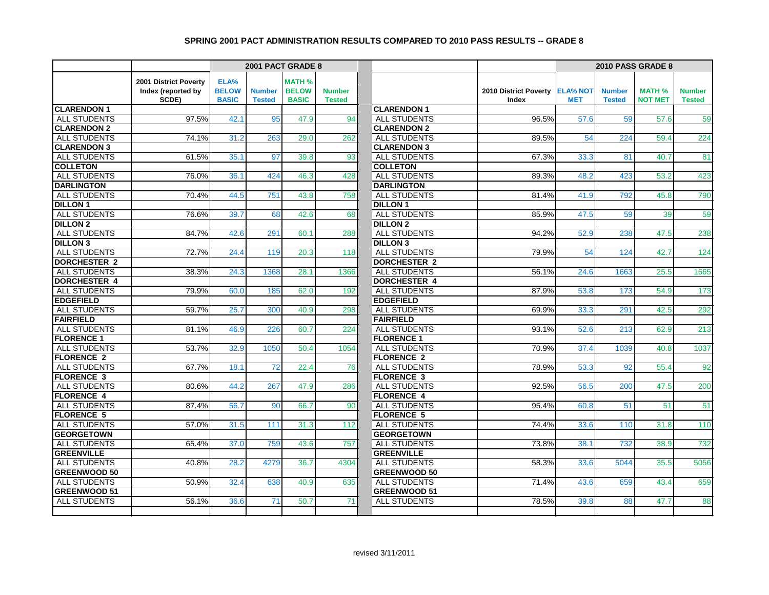### SPRING 2001 PACT ADMINISTRATION RESULTS COMPARED TO 2010 PASS RESULTS -- GRADE 8

| | | 2001 PACT GRADE 8 | | | | | | 2010 PASS GRADE 8 | | | |
|---|---|---|---|---|---|---|---|---|---|---|---|
| | 2001 District Poverty Index (reported by SCDE) | ELA% BELOW BASIC | Number Tested | MATH % BELOW BASIC | Number Tested | | 2010 District Poverty Index | ELA% NOT MET | Number Tested | MATH % NOT MET | Number Tested |
| **CLARENDON 1** | | | | | | **CLARENDON 1** | | | | | |
| ALL STUDENTS | 97.5% | 42.1 | 95 | 47.9 | 94 | ALL STUDENTS | 96.5% | 57.6 | 59 | 57.6 | 59 |
| **CLARENDON 2** | | | | | | **CLARENDON 2** | | | | | |
| ALL STUDENTS | 74.1% | 31.2 | 263 | 29.0 | 262 | ALL STUDENTS | 89.5% | 54 | 224 | 59.4 | 224 |
| **CLARENDON 3** | | | | | | **CLARENDON 3** | | | | | |
| ALL STUDENTS | 61.5% | 35.1 | 97 | 39.8 | 93 | ALL STUDENTS | 67.3% | 33.3 | 81 | 40.7 | 81 |
| **COLLETON** | | | | | | **COLLETON** | | | | | |
| ALL STUDENTS | 76.0% | 36.1 | 424 | 46.3 | 428 | ALL STUDENTS | 89.3% | 48.2 | 423 | 53.2 | 423 |
| **DARLINGTON** | | | | | | **DARLINGTON** | | | | | |
| ALL STUDENTS | 70.4% | 44.5 | 751 | 43.8 | 758 | ALL STUDENTS | 81.4% | 41.9 | 792 | 45.8 | 790 |
| **DILLON 1** | | | | | | **DILLON 1** | | | | | |
| ALL STUDENTS | 76.6% | 39.7 | 68 | 42.6 | 68 | ALL STUDENTS | 85.9% | 47.5 | 59 | 39 | 59 |
| **DILLON 2** | | | | | | **DILLON 2** | | | | | |
| ALL STUDENTS | 84.7% | 42.6 | 291 | 60.1 | 288 | ALL STUDENTS | 94.2% | 52.9 | 238 | 47.5 | 238 |
| **DILLON 3** | | | | | | **DILLON 3** | | | | | |
| ALL STUDENTS | 72.7% | 24.4 | 119 | 20.3 | 118 | ALL STUDENTS | 79.9% | 54 | 124 | 42.7 | 124 |
| **DORCHESTER 2** | | | | | | **DORCHESTER 2** | | | | | |
| ALL STUDENTS | 38.3% | 24.3 | 1368 | 28.1 | 1366 | ALL STUDENTS | 56.1% | 24.6 | 1663 | 25.5 | 1665 |
| **DORCHESTER 4** | | | | | | **DORCHESTER 4** | | | | | |
| ALL STUDENTS | 79.9% | 60.0 | 185 | 62.0 | 192 | ALL STUDENTS | 87.9% | 53.8 | 173 | 54.9 | 173 |
| **EDGEFIELD** | | | | | | **EDGEFIELD** | | | | | |
| ALL STUDENTS | 59.7% | 25.7 | 300 | 40.9 | 298 | ALL STUDENTS | 69.9% | 33.3 | 291 | 42.5 | 292 |
| **FAIRFIELD** | | | | | | **FAIRFIELD** | | | | | |
| ALL STUDENTS | 81.1% | 46.9 | 226 | 60.7 | 224 | ALL STUDENTS | 93.1% | 52.6 | 213 | 62.9 | 213 |
| **FLORENCE 1** | | | | | | **FLORENCE 1** | | | | | |
| ALL STUDENTS | 53.7% | 32.9 | 1050 | 50.4 | 1054 | ALL STUDENTS | 70.9% | 37.4 | 1039 | 40.8 | 1037 |
| **FLORENCE 2** | | | | | | **FLORENCE 2** | | | | | |
| ALL STUDENTS | 67.7% | 18.1 | 72 | 22.4 | 76 | ALL STUDENTS | 78.9% | 53.3 | 92 | 55.4 | 92 |
| **FLORENCE 3** | | | | | | **FLORENCE 3** | | | | | |
| ALL STUDENTS | 80.6% | 44.2 | 267 | 47.9 | 286 | ALL STUDENTS | 92.5% | 56.5 | 200 | 47.5 | 200 |
| **FLORENCE 4** | | | | | | **FLORENCE 4** | | | | | |
| ALL STUDENTS | 87.4% | 56.7 | 90 | 66.7 | 90 | ALL STUDENTS | 95.4% | 60.8 | 51 | 51 | 51 |
| **FLORENCE 5** | | | | | | **FLORENCE 5** | | | | | |
| ALL STUDENTS | 57.0% | 31.5 | 111 | 31.3 | 112 | ALL STUDENTS | 74.4% | 33.6 | 110 | 31.8 | 110 |
| **GEORGETOWN** | | | | | | **GEORGETOWN** | | | | | |
| ALL STUDENTS | 65.4% | 37.0 | 759 | 43.6 | 757 | ALL STUDENTS | 73.8% | 38.1 | 732 | 38.9 | 732 |
| **GREENVILLE** | | | | | | **GREENVILLE** | | | | | |
| ALL STUDENTS | 40.8% | 28.2 | 4279 | 36.7 | 4304 | ALL STUDENTS | 58.3% | 33.6 | 5044 | 35.5 | 5056 |
| **GREENWOOD 50** | | | | | | **GREENWOOD 50** | | | | | |
| ALL STUDENTS | 50.9% | 32.4 | 638 | 40.9 | 635 | ALL STUDENTS | 71.4% | 43.6 | 659 | 43.4 | 659 |
| **GREENWOOD 51** | | | | | | **GREENWOOD 51** | | | | | |
| ALL STUDENTS | 56.1% | 36.6 | 71 | 50.7 | 71 | ALL STUDENTS | 78.5% | 39.8 | 88 | 47.7 | 88 |

revised 3/11/2011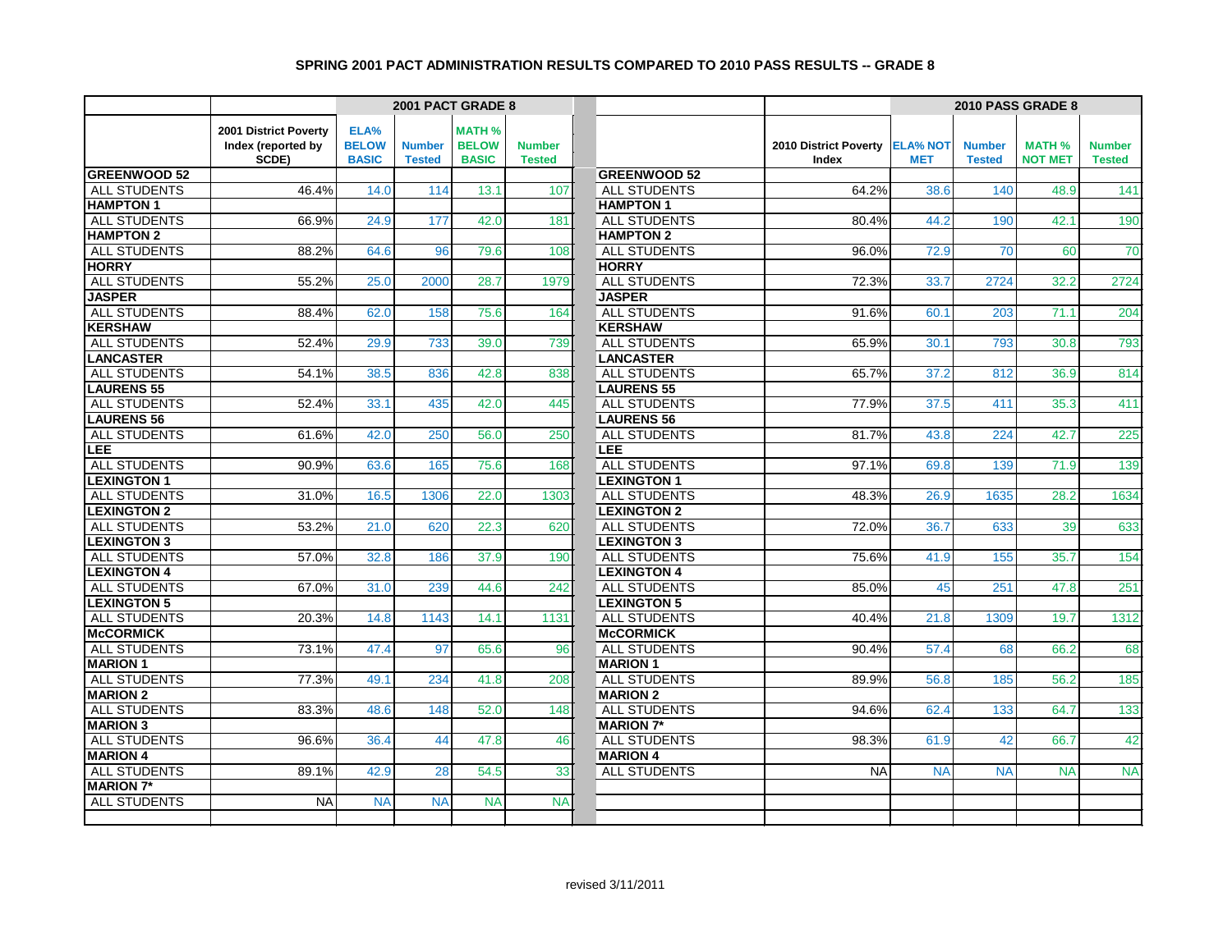## SPRING 2001 PACT ADMINISTRATION RESULTS COMPARED TO 2010 PASS RESULTS -- GRADE 8

| | | 2001 PACT GRADE 8 | | | | | | | 2010 PASS GRADE 8 | | | |
|---|---|---|---|---|---|---|---|---|---|---|---|---|
| | 2001 District Poverty Index (reported by SCDE) | ELA% BELOW BASIC | Number Tested | MATH % BELOW BASIC | Number Tested | | | 2010 District Poverty Index | ELA% NOT MET | Number Tested | MATH % NOT MET | Number Tested |
| **GREENWOOD 52** | | | | | | | **GREENWOOD 52** | | | | | |
| ALL STUDENTS | 46.4% | 14.0 | 114 | 13.1 | 107 | | ALL STUDENTS | 64.2% | 38.6 | 140 | 48.9 | 141 |
| **HAMPTON 1** | | | | | | | **HAMPTON 1** | | | | | |
| ALL STUDENTS | 66.9% | 24.9 | 177 | 42.0 | 181 | | ALL STUDENTS | 80.4% | 44.2 | 190 | 42.1 | 190 |
| **HAMPTON 2** | | | | | | | **HAMPTON 2** | | | | | |
| ALL STUDENTS | 88.2% | 64.6 | 96 | 79.6 | 108 | | ALL STUDENTS | 96.0% | 72.9 | 70 | 60 | 70 |
| **HORRY** | | | | | | | **HORRY** | | | | | |
| ALL STUDENTS | 55.2% | 25.0 | 2000 | 28.7 | 1979 | | ALL STUDENTS | 72.3% | 33.7 | 2724 | 32.2 | 2724 |
| **JASPER** | | | | | | | **JASPER** | | | | | |
| ALL STUDENTS | 88.4% | 62.0 | 158 | 75.6 | 164 | | ALL STUDENTS | 91.6% | 60.1 | 203 | 71.1 | 204 |
| **KERSHAW** | | | | | | | **KERSHAW** | | | | | |
| ALL STUDENTS | 52.4% | 29.9 | 733 | 39.0 | 739 | | ALL STUDENTS | 65.9% | 30.1 | 793 | 30.8 | 793 |
| **LANCASTER** | | | | | | | **LANCASTER** | | | | | |
| ALL STUDENTS | 54.1% | 38.5 | 836 | 42.8 | 838 | | ALL STUDENTS | 65.7% | 37.2 | 812 | 36.9 | 814 |
| **LAURENS 55** | | | | | | | **LAURENS 55** | | | | | |
| ALL STUDENTS | 52.4% | 33.1 | 435 | 42.0 | 445 | | ALL STUDENTS | 77.9% | 37.5 | 411 | 35.3 | 411 |
| **LAURENS 56** | | | | | | | **LAURENS 56** | | | | | |
| ALL STUDENTS | 61.6% | 42.0 | 250 | 56.0 | 250 | | ALL STUDENTS | 81.7% | 43.8 | 224 | 42.7 | 225 |
| **LEE** | | | | | | | **LEE** | | | | | |
| ALL STUDENTS | 90.9% | 63.6 | 165 | 75.6 | 168 | | ALL STUDENTS | 97.1% | 69.8 | 139 | 71.9 | 139 |
| **LEXINGTON 1** | | | | | | | **LEXINGTON 1** | | | | | |
| ALL STUDENTS | 31.0% | 16.5 | 1306 | 22.0 | 1303 | | ALL STUDENTS | 48.3% | 26.9 | 1635 | 28.2 | 1634 |
| **LEXINGTON 2** | | | | | | | **LEXINGTON 2** | | | | | |
| ALL STUDENTS | 53.2% | 21.0 | 620 | 22.3 | 620 | | ALL STUDENTS | 72.0% | 36.7 | 633 | 39 | 633 |
| **LEXINGTON 3** | | | | | | | **LEXINGTON 3** | | | | | |
| ALL STUDENTS | 57.0% | 32.8 | 186 | 37.9 | 190 | | ALL STUDENTS | 75.6% | 41.9 | 155 | 35.7 | 154 |
| **LEXINGTON 4** | | | | | | | **LEXINGTON 4** | | | | | |
| ALL STUDENTS | 67.0% | 31.0 | 239 | 44.6 | 242 | | ALL STUDENTS | 85.0% | 45 | 251 | 47.8 | 251 |
| **LEXINGTON 5** | | | | | | | **LEXINGTON 5** | | | | | |
| ALL STUDENTS | 20.3% | 14.8 | 1143 | 14.1 | 1131 | | ALL STUDENTS | 40.4% | 21.8 | 1309 | 19.7 | 1312 |
| **McCORMICK** | | | | | | | **McCORMICK** | | | | | |
| ALL STUDENTS | 73.1% | 47.4 | 97 | 65.6 | 96 | | ALL STUDENTS | 90.4% | 57.4 | 68 | 66.2 | 68 |
| **MARION 1** | | | | | | | **MARION 1** | | | | | |
| ALL STUDENTS | 77.3% | 49.1 | 234 | 41.8 | 208 | | ALL STUDENTS | 89.9% | 56.8 | 185 | 56.2 | 185 |
| **MARION 2** | | | | | | | **MARION 2** | | | | | |
| ALL STUDENTS | 83.3% | 48.6 | 148 | 52.0 | 148 | | ALL STUDENTS | 94.6% | 62.4 | 133 | 64.7 | 133 |
| **MARION 3** | | | | | | | **MARION 7*** | | | | | |
| ALL STUDENTS | 96.6% | 36.4 | 44 | 47.8 | 46 | | ALL STUDENTS | 98.3% | 61.9 | 42 | 66.7 | 42 |
| **MARION 4** | | | | | | | **MARION 4** | | | | | |
| ALL STUDENTS | 89.1% | 42.9 | 28 | 54.5 | 33 | | ALL STUDENTS | NA | NA | NA | NA | NA |
| **MARION 7*** | | | | | | | | | | | | |
| ALL STUDENTS | NA | NA | NA | NA | NA | | | | | | | |

revised 3/11/2011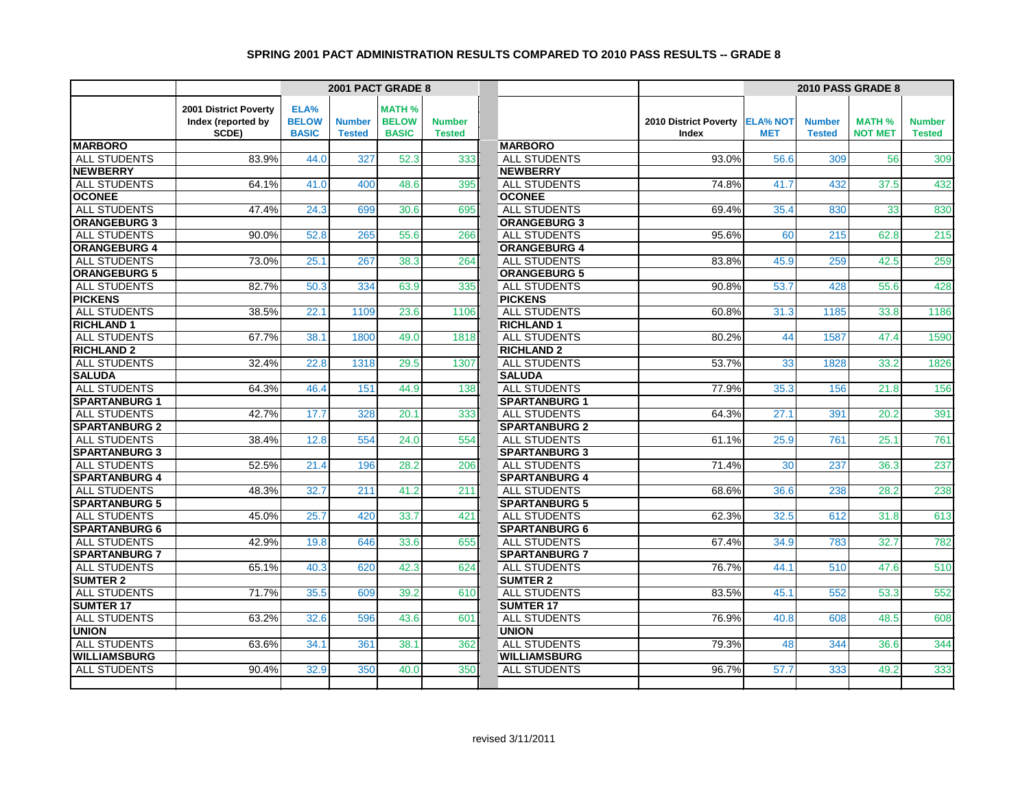### SPRING 2001 PACT ADMINISTRATION RESULTS COMPARED TO 2010 PASS RESULTS -- GRADE 8

| | | 2001 PACT GRADE 8 | | | | | | 2010 PASS GRADE 8 | | | |
|---|---|---|---|---|---|---|---|---|---|---|---|
| | 2001 District Poverty Index (reported by SCDE) | ELA% BELOW BASIC | Number Tested | MATH % BELOW BASIC | Number Tested | | 2010 District Poverty Index | ELA% NOT MET | Number Tested | MATH % NOT MET | Number Tested |
| **MARBORO** | | | | | | **MARBORO** | | | | | |
| ALL STUDENTS | 83.9% | 44.0 | 327 | 52.3 | 333 | ALL STUDENTS | 93.0% | 56.6 | 309 | 56 | 309 |
| **NEWBERRY** | | | | | | **NEWBERRY** | | | | | |
| ALL STUDENTS | 64.1% | 41.0 | 400 | 48.6 | 395 | ALL STUDENTS | 74.8% | 41.7 | 432 | 37.5 | 432 |
| **OCONEE** | | | | | | **OCONEE** | | | | | |
| ALL STUDENTS | 47.4% | 24.3 | 699 | 30.6 | 695 | ALL STUDENTS | 69.4% | 35.4 | 830 | 33 | 830 |
| **ORANGEBURG 3** | | | | | | **ORANGEBURG 3** | | | | | |
| ALL STUDENTS | 90.0% | 52.8 | 265 | 55.6 | 266 | ALL STUDENTS | 95.6% | 60 | 215 | 62.8 | 215 |
| **ORANGEBURG 4** | | | | | | **ORANGEBURG 4** | | | | | |
| ALL STUDENTS | 73.0% | 25.1 | 267 | 38.3 | 264 | ALL STUDENTS | 83.8% | 45.9 | 259 | 42.5 | 259 |
| **ORANGEBURG 5** | | | | | | **ORANGEBURG 5** | | | | | |
| ALL STUDENTS | 82.7% | 50.3 | 334 | 63.9 | 335 | ALL STUDENTS | 90.8% | 53.7 | 428 | 55.6 | 428 |
| **PICKENS** | | | | | | **PICKENS** | | | | | |
| ALL STUDENTS | 38.5% | 22.1 | 1109 | 23.6 | 1106 | ALL STUDENTS | 60.8% | 31.3 | 1185 | 33.8 | 1186 |
| **RICHLAND 1** | | | | | | **RICHLAND 1** | | | | | |
| ALL STUDENTS | 67.7% | 38.1 | 1800 | 49.0 | 1818 | ALL STUDENTS | 80.2% | 44 | 1587 | 47.4 | 1590 |
| **RICHLAND 2** | | | | | | **RICHLAND 2** | | | | | |
| ALL STUDENTS | 32.4% | 22.8 | 1318 | 29.5 | 1307 | ALL STUDENTS | 53.7% | 33 | 1828 | 33.2 | 1826 |
| **SALUDA** | | | | | | **SALUDA** | | | | | |
| ALL STUDENTS | 64.3% | 46.4 | 151 | 44.9 | 138 | ALL STUDENTS | 77.9% | 35.3 | 156 | 21.8 | 156 |
| **SPARTANBURG 1** | | | | | | **SPARTANBURG 1** | | | | | |
| ALL STUDENTS | 42.7% | 17.7 | 328 | 20.1 | 333 | ALL STUDENTS | 64.3% | 27.1 | 391 | 20.2 | 391 |
| **SPARTANBURG 2** | | | | | | **SPARTANBURG 2** | | | | | |
| ALL STUDENTS | 38.4% | 12.8 | 554 | 24.0 | 554 | ALL STUDENTS | 61.1% | 25.9 | 761 | 25.1 | 761 |
| **SPARTANBURG 3** | | | | | | **SPARTANBURG 3** | | | | | |
| ALL STUDENTS | 52.5% | 21.4 | 196 | 28.2 | 206 | ALL STUDENTS | 71.4% | 30 | 237 | 36.3 | 237 |
| **SPARTANBURG 4** | | | | | | **SPARTANBURG 4** | | | | | |
| ALL STUDENTS | 48.3% | 32.7 | 211 | 41.2 | 211 | ALL STUDENTS | 68.6% | 36.6 | 238 | 28.2 | 238 |
| **SPARTANBURG 5** | | | | | | **SPARTANBURG 5** | | | | | |
| ALL STUDENTS | 45.0% | 25.7 | 420 | 33.7 | 421 | ALL STUDENTS | 62.3% | 32.5 | 612 | 31.8 | 613 |
| **SPARTANBURG 6** | | | | | | **SPARTANBURG 6** | | | | | |
| ALL STUDENTS | 42.9% | 19.8 | 646 | 33.6 | 655 | ALL STUDENTS | 67.4% | 34.9 | 783 | 32.7 | 782 |
| **SPARTANBURG 7** | | | | | | **SPARTANBURG 7** | | | | | |
| ALL STUDENTS | 65.1% | 40.3 | 620 | 42.3 | 624 | ALL STUDENTS | 76.7% | 44.1 | 510 | 47.6 | 510 |
| **SUMTER 2** | | | | | | **SUMTER 2** | | | | | |
| ALL STUDENTS | 71.7% | 35.5 | 609 | 39.2 | 610 | ALL STUDENTS | 83.5% | 45.1 | 552 | 53.3 | 552 |
| **SUMTER 17** | | | | | | **SUMTER 17** | | | | | |
| ALL STUDENTS | 63.2% | 32.6 | 596 | 43.6 | 601 | ALL STUDENTS | 76.9% | 40.8 | 608 | 48.5 | 608 |
| **UNION** | | | | | | **UNION** | | | | | |
| ALL STUDENTS | 63.6% | 34.1 | 361 | 38.1 | 362 | ALL STUDENTS | 79.3% | 48 | 344 | 36.6 | 344 |
| **WILLIAMSBURG** | | | | | | **WILLIAMSBURG** | | | | | |
| ALL STUDENTS | 90.4% | 32.9 | 350 | 40.0 | 350 | ALL STUDENTS | 96.7% | 57.7 | 333 | 49.2 | 333 |

revised 3/11/2011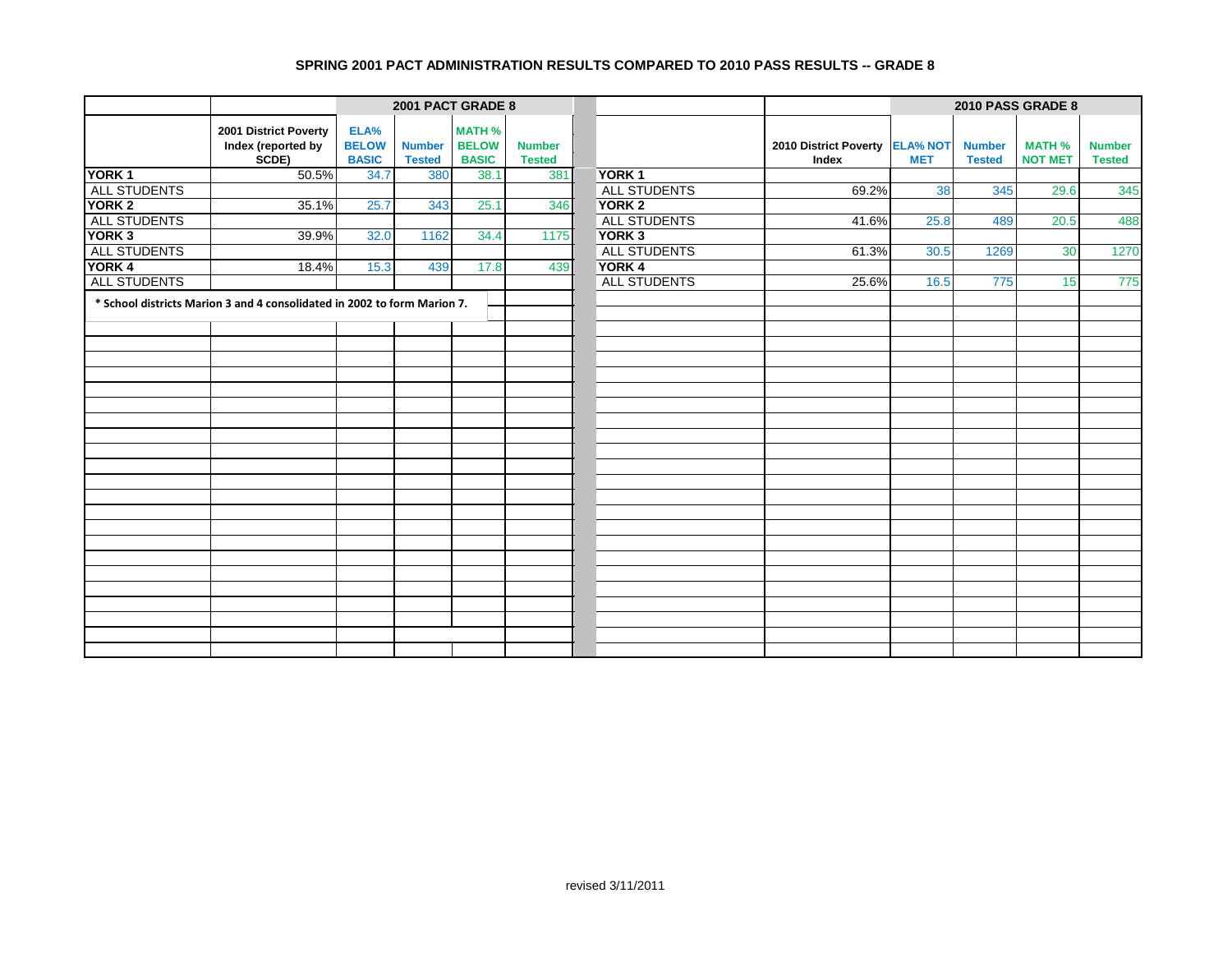# SPRING 2001 PACT ADMINISTRATION RESULTS COMPARED TO 2010 PASS RESULTS -- GRADE 8

| | | 2001 PACT GRADE 8 | | | | | | | 2010 PASS GRADE 8 | | | |
|---|---|---|---|---|---|---|---|---|---|---|---|---|
| | 2001 District Poverty Index (reported by SCDE) | ELA% BELOW BASIC | Number Tested | MATH % BELOW BASIC | Number Tested | | 2010 District Poverty Index | ELA% NOT MET | Number Tested | MATH % NOT MET | Number Tested |
| YORK 1 | 50.5% | 34.7 | 380 | 38.1 | 381 | YORK 1 | | | | | |
| ALL STUDENTS | | | | | | ALL STUDENTS | 69.2% | 38 | 345 | 29.6 | 345 |
| YORK 2 | 35.1% | 25.7 | 343 | 25.1 | 346 | YORK 2 | | | | | |
| ALL STUDENTS | | | | | | ALL STUDENTS | 41.6% | 25.8 | 489 | 20.5 | 488 |
| YORK 3 | 39.9% | 32.0 | 1162 | 34.4 | 1175 | YORK 3 | | | | | |
| ALL STUDENTS | | | | | | ALL STUDENTS | 61.3% | 30.5 | 1269 | 30 | 1270 |
| YORK 4 | 18.4% | 15.3 | 439 | 17.8 | 439 | YORK 4 | | | | | |
| ALL STUDENTS | | | | | | ALL STUDENTS | 25.6% | 16.5 | 775 | 15 | 775 |

* School districts Marion 3 and 4 consolidated in 2002 to form Marion 7.

revised 3/11/2011